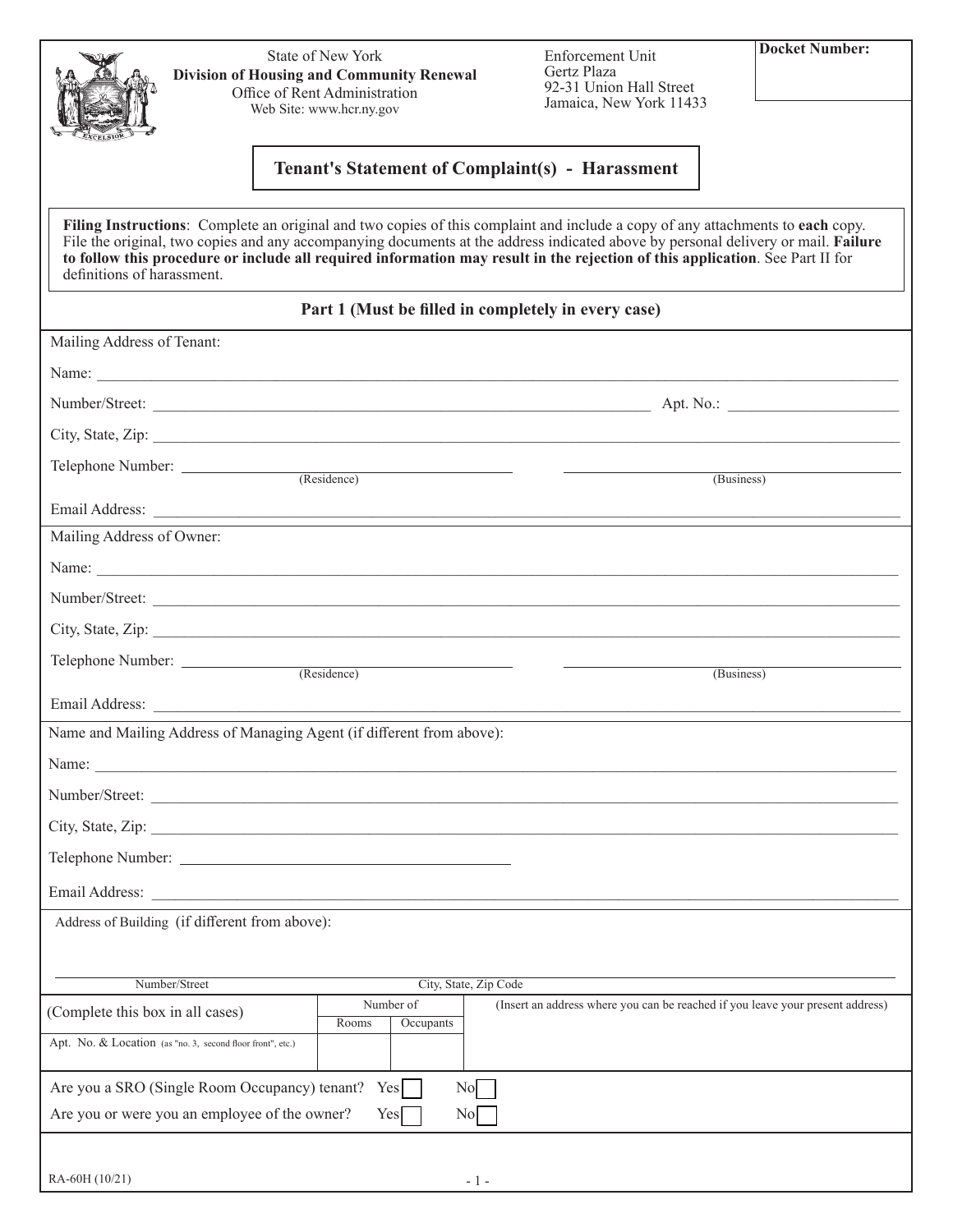State of New York
**Division of Housing and Community Renewal**
Office of Rent Administration
Web Site: www.hcr.ny.gov

Enforcement Unit
Gertz Plaza
92-31 Union Hall Street
Jamaica, New York 11433

**Docket Number:**

# Tenant's Statement of Complaint(s) - Harassment

**Filing Instructions**: Complete an original and two copies of this complaint and include a copy of any attachments to **each** copy. File the original, two copies and any accompanying documents at the address indicated above by personal delivery or mail. **Failure to follow this procedure or include all required information may result in the rejection of this application**. See Part II for definitions of harassment.

## Part 1 (Must be filled in completely in every case)

Mailing Address of Tenant:

Name: ______________________________

Number/Street: ______________________________ Apt. No.: ______________

City, State, Zip: ______________________________

Telephone Number: ______________ (Residence) ______________ (Business)

Email Address: ______________________________

Mailing Address of Owner:

Name: ______________________________

Number/Street: ______________________________

City, State, Zip: ______________________________

Telephone Number: ______________ (Residence) ______________ (Business)

Email Address: ______________________________

Name and Mailing Address of Managing Agent (if different from above):

Name: ______________________________

Number/Street: ______________________________

City, State, Zip: ______________________________

Telephone Number: ______________________________

Email Address: ______________________________

Address of Building (if different from above):

______________________________
Number/Street — City, State, Zip Code

| (Complete this box in all cases) | Number of | | (Insert an address where you can be reached if you leave your present address) |
|---|---|---|---|
| | Rooms | Occupants | |
| Apt. No. & Location (as "no. 3, second floor front", etc.) | | | |

Are you a SRO (Single Room Occupancy) tenant? Yes ☐ No ☐

Are you or were you an employee of the owner? Yes ☐ No ☐

RA-60H (10/21)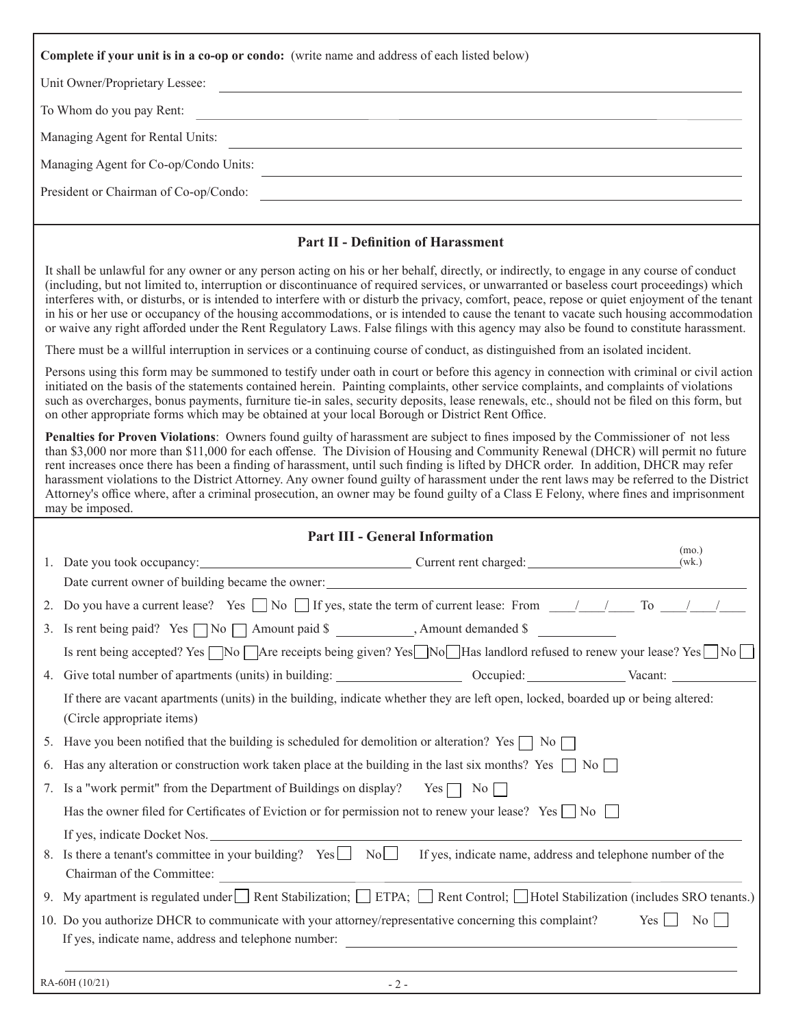**Complete if your unit is in a co-op or condo:** (write name and address of each listed below)

Unit Owner/Proprietary Lessee: ______________________________

To Whom do you pay Rent: ______________________________

Managing Agent for Rental Units: ______________________________

Managing Agent for Co-op/Condo Units: ______________________________

President or Chairman of Co-op/Condo: ______________________________

## Part II - Definition of Harassment

It shall be unlawful for any owner or any person acting on his or her behalf, directly, or indirectly, to engage in any course of conduct (including, but not limited to, interruption or discontinuance of required services, or unwarranted or baseless court proceedings) which interferes with, or disturbs, or is intended to interfere with or disturb the privacy, comfort, peace, repose or quiet enjoyment of the tenant in his or her use or occupancy of the housing accommodations, or is intended to cause the tenant to vacate such housing accommodation or waive any right afforded under the Rent Regulatory Laws. False filings with this agency may also be found to constitute harassment.

There must be a willful interruption in services or a continuing course of conduct, as distinguished from an isolated incident.

Persons using this form may be summoned to testify under oath in court or before this agency in connection with criminal or civil action initiated on the basis of the statements contained herein. Painting complaints, other service complaints, and complaints of violations such as overcharges, bonus payments, furniture tie-in sales, security deposits, lease renewals, etc., should not be filed on this form, but on other appropriate forms which may be obtained at your local Borough or District Rent Office.

**Penalties for Proven Violations**: Owners found guilty of harassment are subject to fines imposed by the Commissioner of not less than $3,000 nor more than $11,000 for each offense. The Division of Housing and Community Renewal (DHCR) will permit no future rent increases once there has been a finding of harassment, until such finding is lifted by DHCR order. In addition, DHCR may refer harassment violations to the District Attorney. Any owner found guilty of harassment under the rent laws may be referred to the District Attorney's office where, after a criminal prosecution, an owner may be found guilty of a Class E Felony, where fines and imprisonment may be imposed.

## Part III - General Information

1. Date you took occupancy: ______________ Current rent charged: ______________ (mo.) (wk.)

   Date current owner of building became the owner: ______________

2. Do you have a current lease? Yes ☐ No ☐ If yes, state the term of current lease: From ___/___/___ To ___/___/___

3. Is rent being paid? Yes ☐ No ☐ Amount paid $ __________, Amount demanded $ __________

   Is rent being accepted? Yes ☐ No ☐ Are receipts being given? Yes ☐ No ☐ Has landlord refused to renew your lease? Yes ☐ No ☐

4. Give total number of apartments (units) in building: __________ Occupied: __________ Vacant: __________

   If there are vacant apartments (units) in the building, indicate whether they are left open, locked, boarded up or being altered: (Circle appropriate items)

5. Have you been notified that the building is scheduled for demolition or alteration? Yes ☐ No ☐

6. Has any alteration or construction work taken place at the building in the last six months? Yes ☐ No ☐

7. Is a "work permit" from the Department of Buildings on display? Yes ☐ No ☐

   Has the owner filed for Certificates of Eviction or for permission not to renew your lease? Yes ☐ No ☐

   If yes, indicate Docket Nos. ______________

8. Is there a tenant's committee in your building? Yes ☐ No ☐ If yes, indicate name, address and telephone number of the Chairman of the Committee: ______________

9. My apartment is regulated under ☐ Rent Stabilization; ☐ ETPA; ☐ Rent Control; ☐ Hotel Stabilization (includes SRO tenants.)

10. Do you authorize DHCR to communicate with your attorney/representative concerning this complaint? Yes ☐ No ☐

    If yes, indicate name, address and telephone number: ______________

RA-60H (10/21)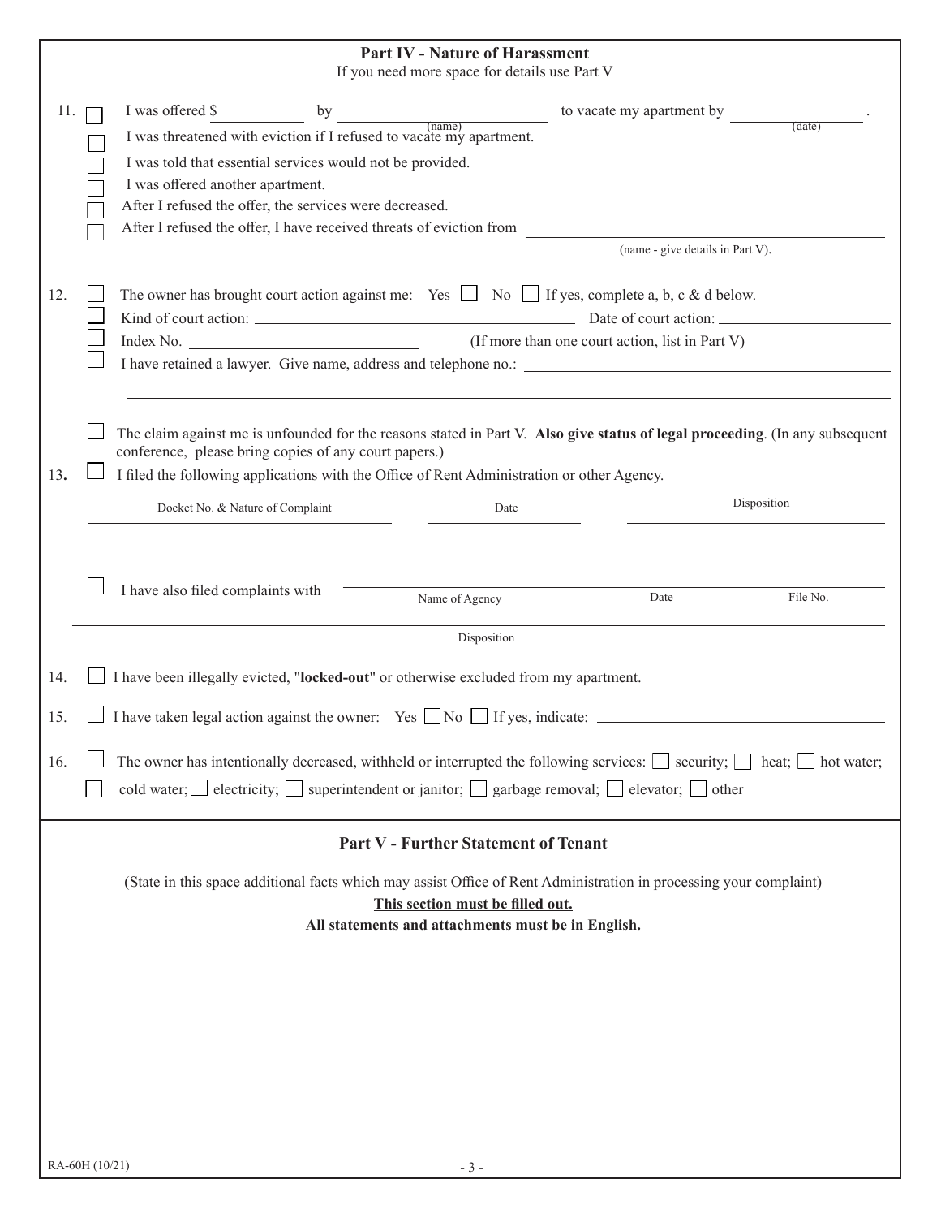## Part IV - Nature of Harassment

If you need more space for details use Part V

11. ☐ I was offered $ __________ by __________ (name) to vacate my apartment by __________ (date).

☐ I was threatened with eviction if I refused to vacate my apartment.

☐ I was told that essential services would not be provided.

☐ I was offered another apartment.

☐ After I refused the offer, the services were decreased.

☐ After I refused the offer, I have received threats of eviction from __________ (name - give details in Part V).

12. ☐ The owner has brought court action against me: Yes ☐ No ☐ If yes, complete a, b, c & d below.

☐ Kind of court action: __________ Date of court action: __________

☐ Index No. __________ (If more than one court action, list in Part V)

☐ I have retained a lawyer. Give name, address and telephone no.: __________

__________

☐ The claim against me is unfounded for the reasons stated in Part V. **Also give status of legal proceeding**. (In any subsequent conference, please bring copies of any court papers.)

13. ☐ I filed the following applications with the Office of Rent Administration or other Agency.

| Docket No. & Nature of Complaint | Date | Disposition |
|---|---|---|
| | | |
| | | |

☐ I have also filed complaints with __________

| Name of Agency | Date | File No. |
|---|---|---|
| | | |

__________ Disposition

14. ☐ I have been illegally evicted, "**locked-out**" or otherwise excluded from my apartment.

15. ☐ I have taken legal action against the owner: Yes ☐ No ☐ If yes, indicate: __________

16. ☐ The owner has intentionally decreased, withheld or interrupted the following services: ☐ security; ☐ heat; ☐ hot water;

☐ cold water; ☐ electricity; ☐ superintendent or janitor; ☐ garbage removal; ☐ elevator; ☐ other

## Part V - Further Statement of Tenant

(State in this space additional facts which may assist Office of Rent Administration in processing your complaint)

**This section must be filled out.**

**All statements and attachments must be in English.**

RA-60H (10/21)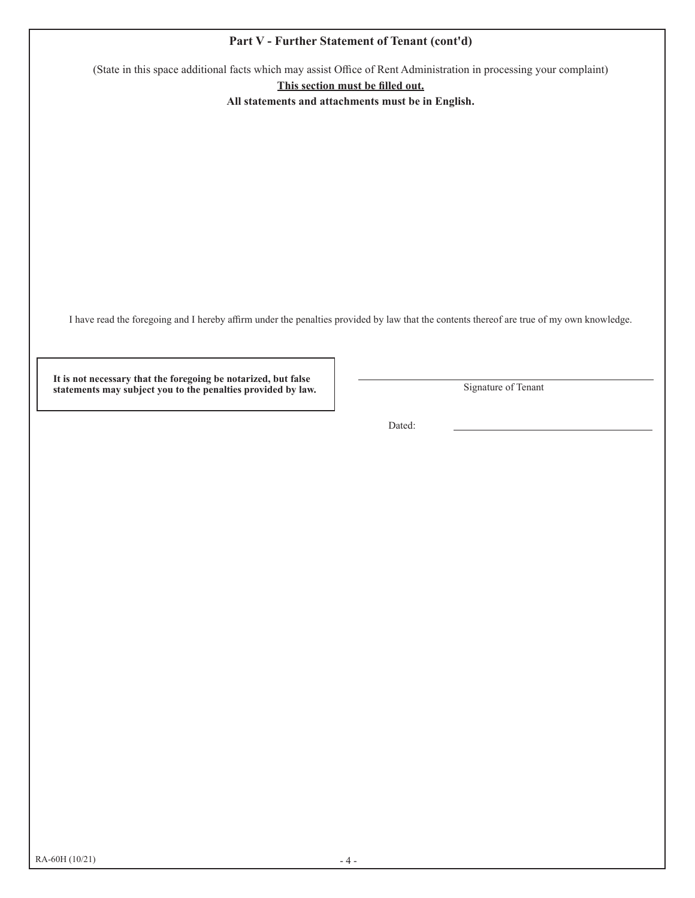## Part V - Further Statement of Tenant (cont'd)

(State in this space additional facts which may assist Office of Rent Administration in processing your complaint)

**This section must be filled out.**

**All statements and attachments must be in English.**

I have read the foregoing and I hereby affirm under the penalties provided by law that the contents thereof are true of my own knowledge.

**It is not necessary that the foregoing be notarized, but false statements may subject you to the penalties provided by law.**

______________________________
Signature of Tenant

Dated: ______________________________

RA-60H (10/21)